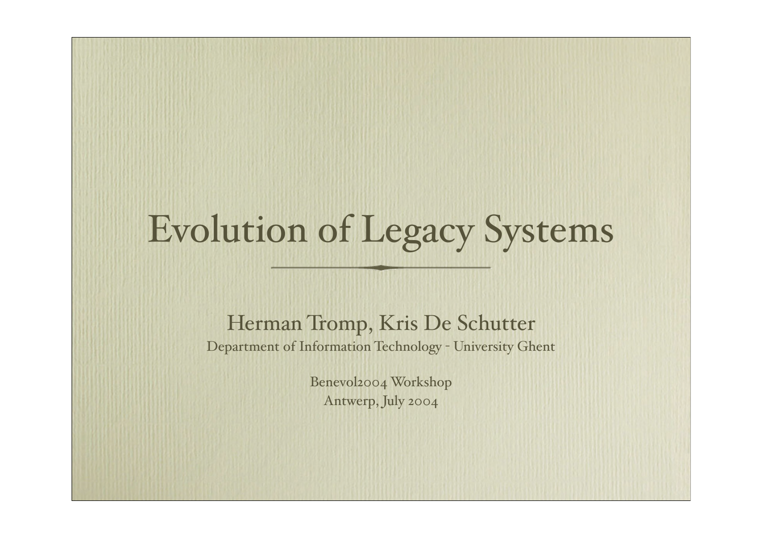# Evolution of Legacy Systems

Herman Tromp, Kris De Schutter

Department of Information Technology - University Ghent

Benevol2004 Workshop

Antwerp, July 2004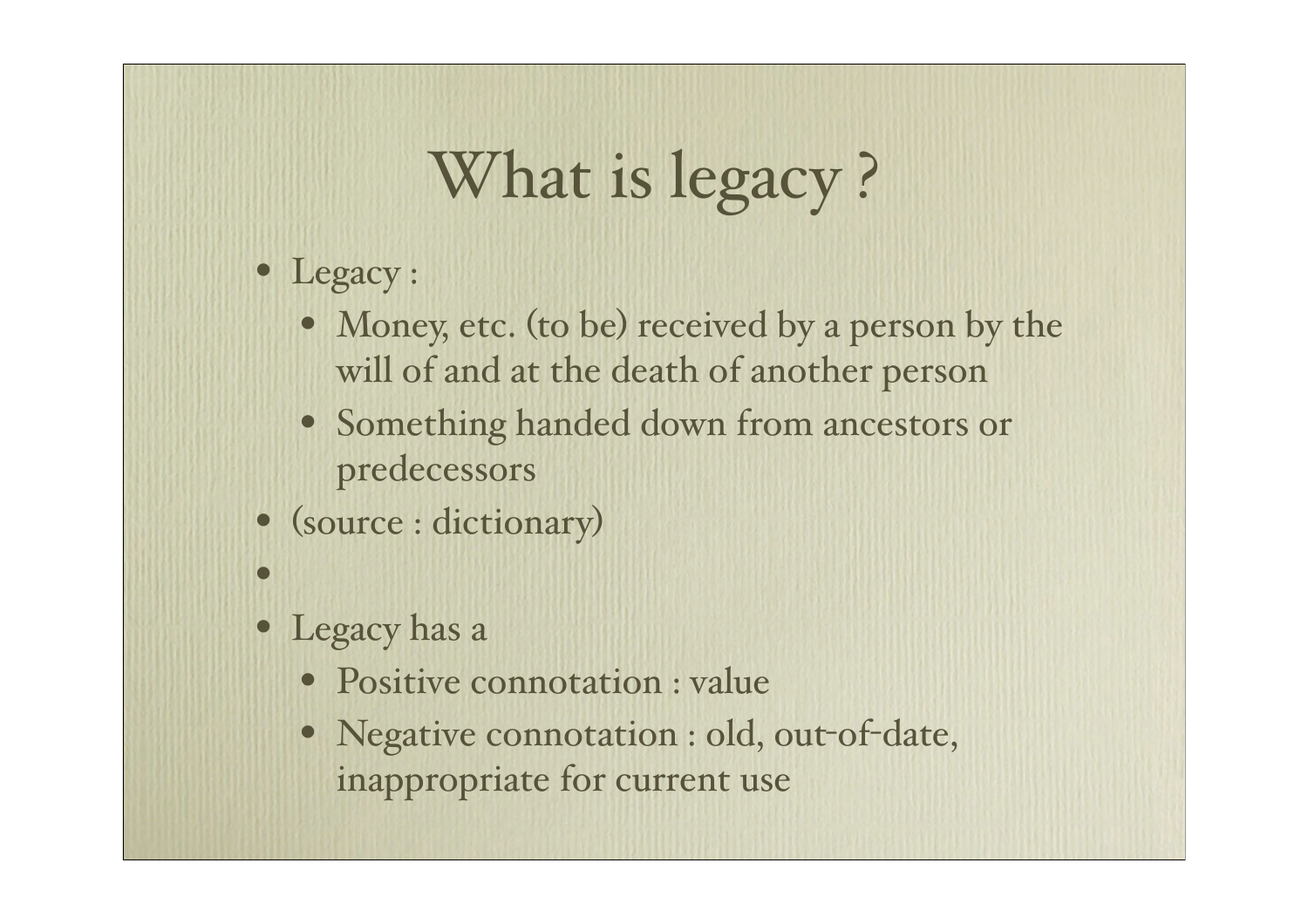# What is legacy ?

- Legacy :
  - Money, etc. (to be) received by a person by the will of and at the death of another person
  - Something handed down from ancestors or predecessors
- (source : dictionary)
-
- Legacy has a
  - Positive connotation : value
  - Negative connotation : old, out-of-date, inappropriate for current use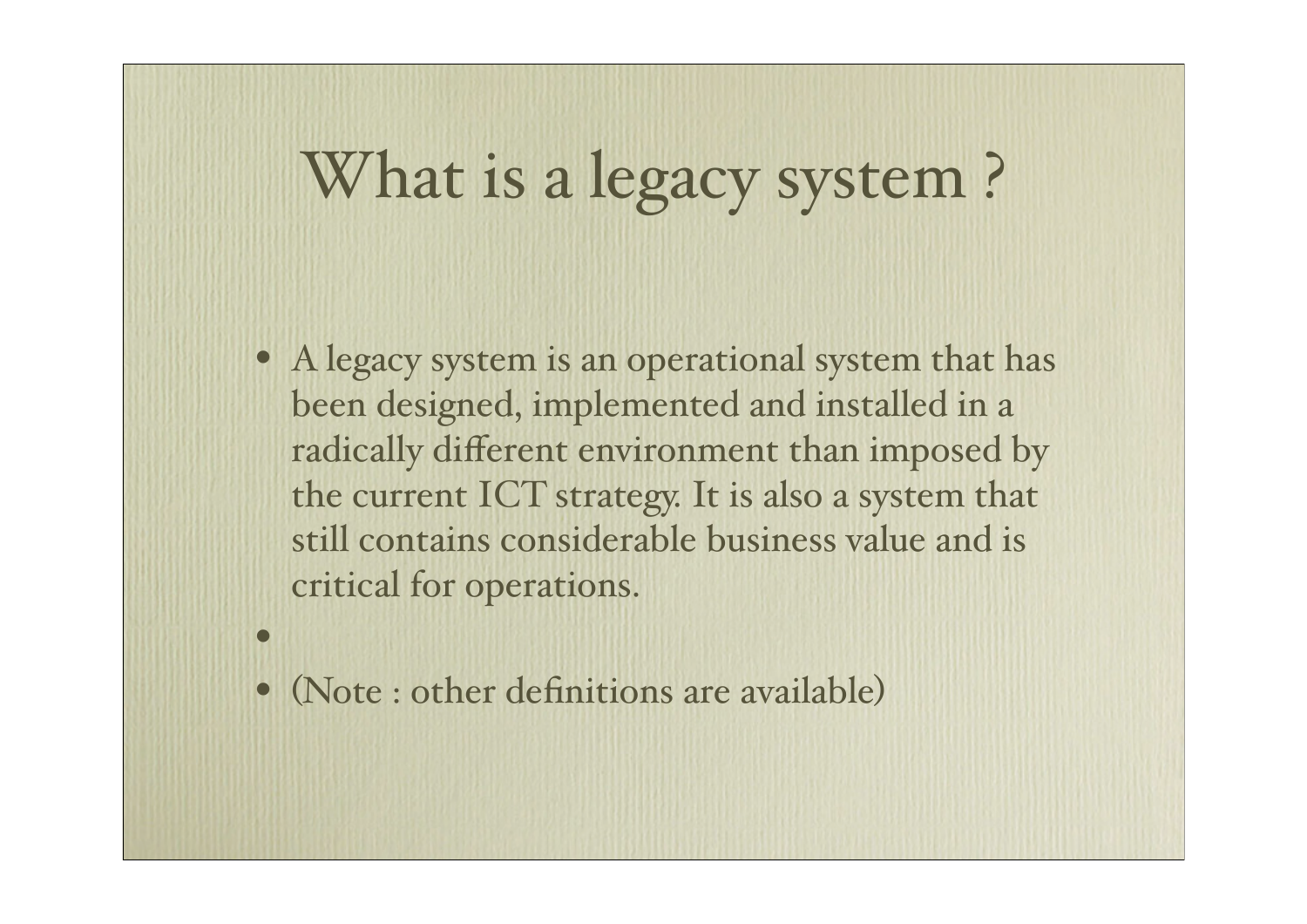# What is a legacy system ?

- A legacy system is an operational system that has been designed, implemented and installed in a radically different environment than imposed by the current ICT strategy. It is also a system that still contains considerable business value and is critical for operations.
- 
- (Note : other definitions are available)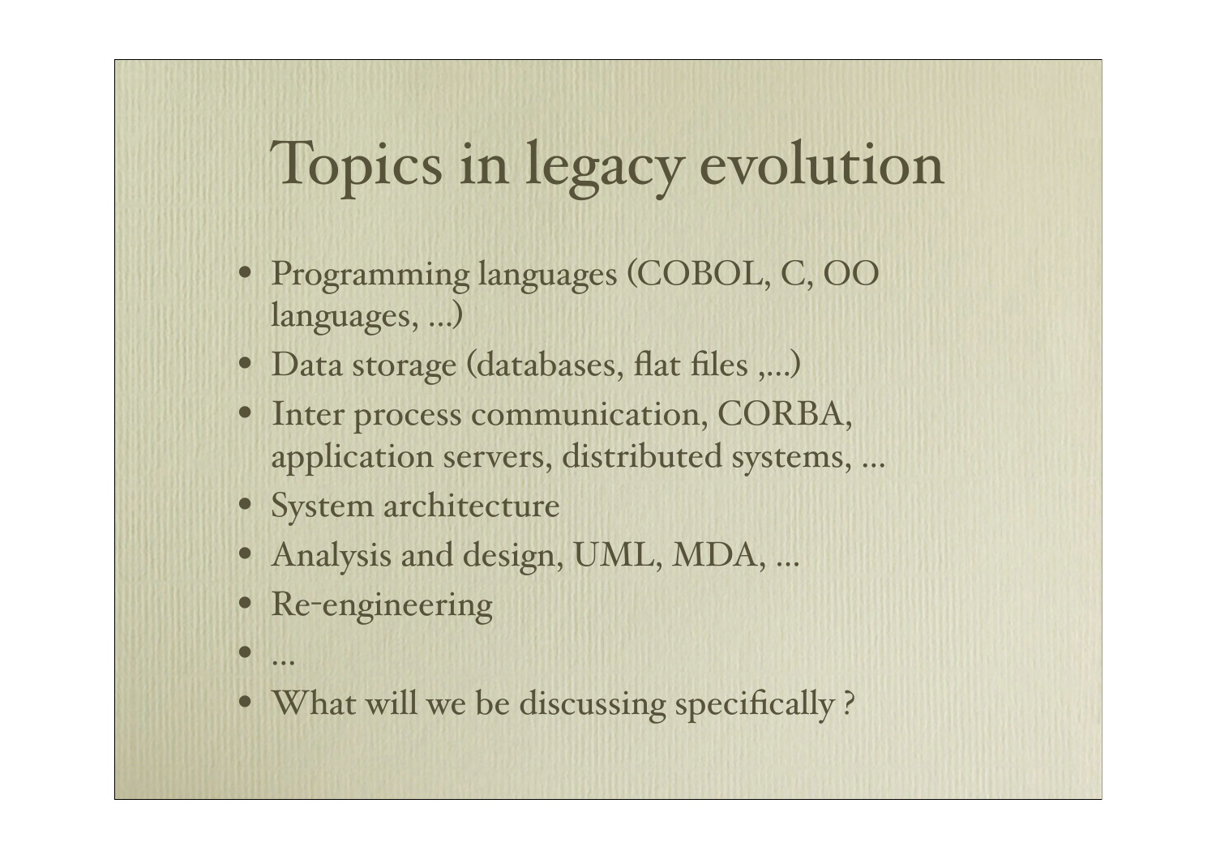# Topics in legacy evolution

- Programming languages (COBOL, C, OO languages, ...)
- Data storage (databases, flat files ,...)
- Inter process communication, CORBA, application servers, distributed systems, ...
- System architecture
- Analysis and design, UML, MDA, ...
- Re-engineering
- ...
- What will we be discussing specifically ?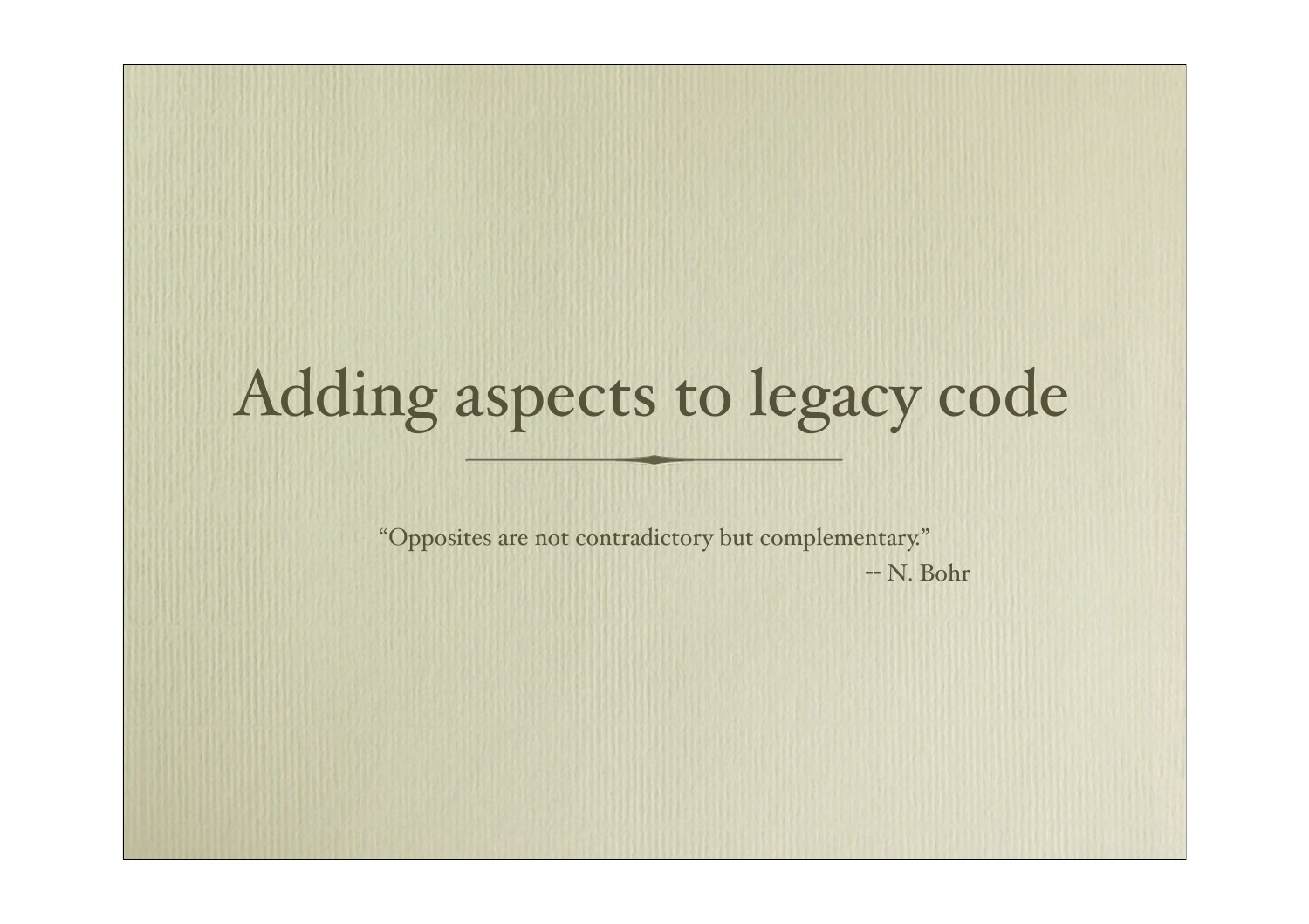# Adding aspects to legacy code

"Opposites are not contradictory but complementary."

-- N. Bohr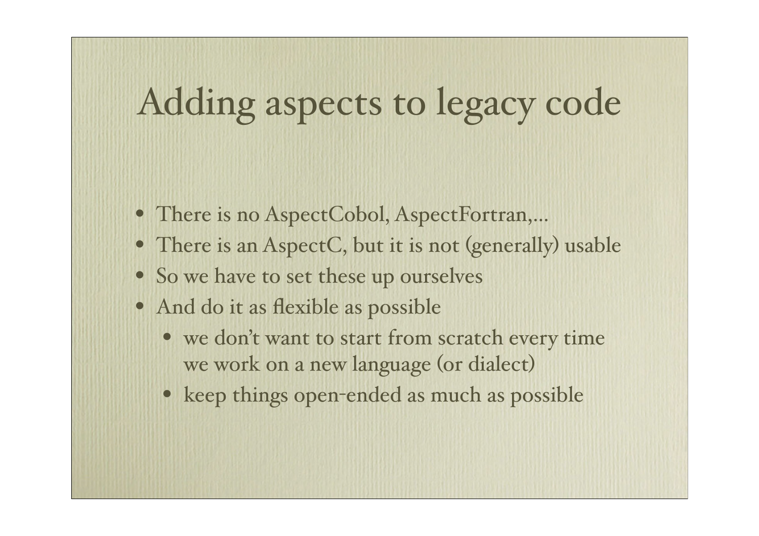# Adding aspects to legacy code

- There is no AspectCobol, AspectFortran,...
- There is an AspectC, but it is not (generally) usable
- So we have to set these up ourselves
- And do it as flexible as possible
  - we don't want to start from scratch every time we work on a new language (or dialect)
  - keep things open-ended as much as possible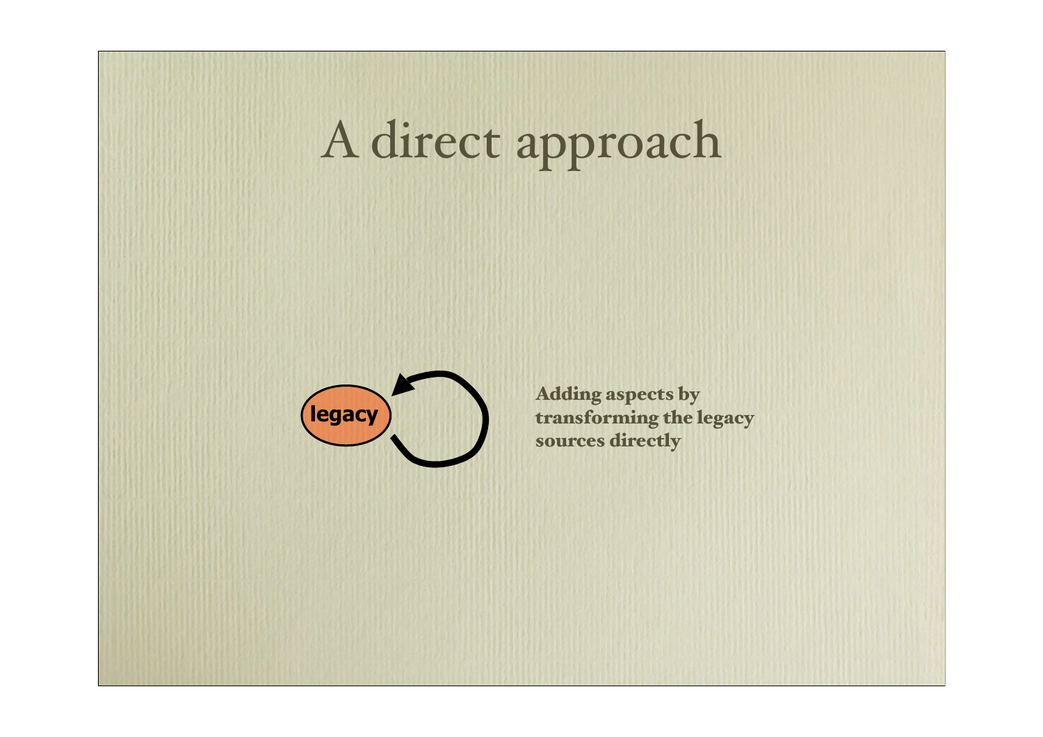# A direct approach

legacy

**Adding aspects by transforming the legacy sources directly**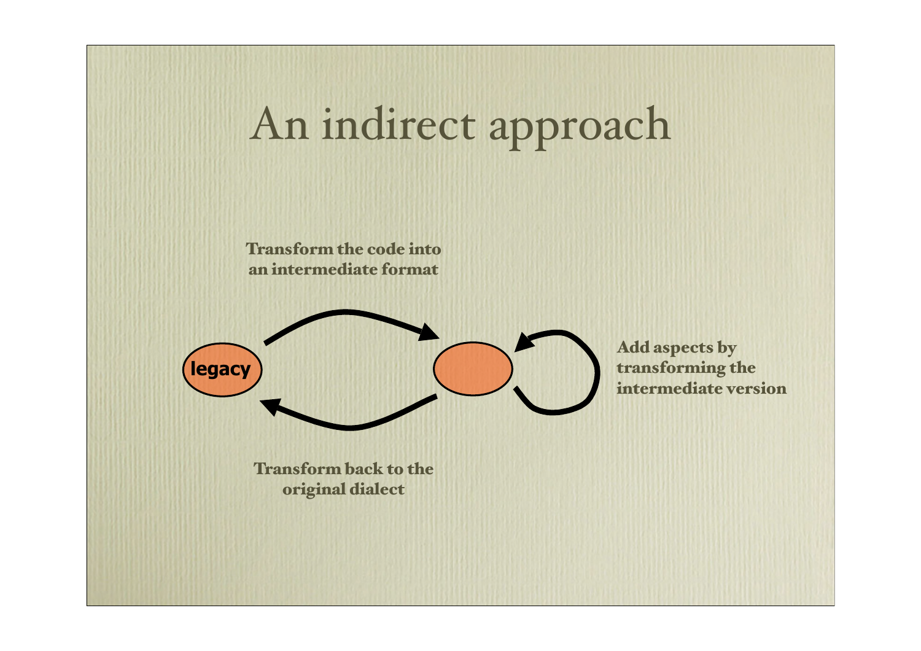# An indirect approach

Transform the code into an intermediate format

legacy

Add aspects by transforming the intermediate version

Transform back to the original dialect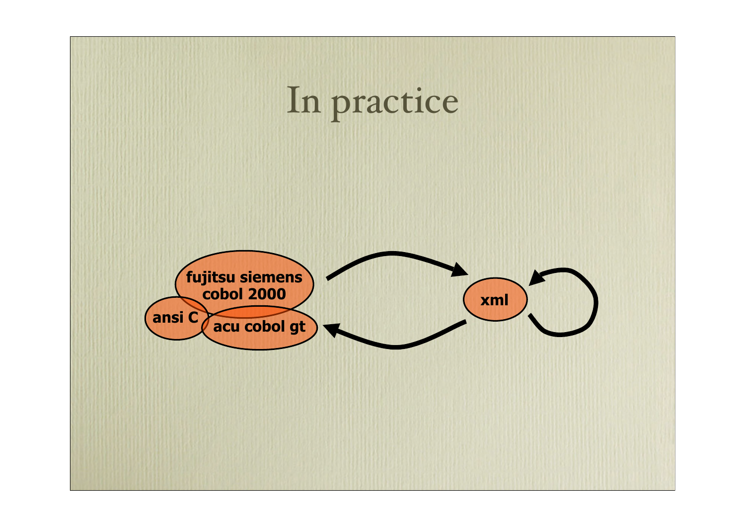# In practice

fujitsu siemens cobol 2000

ansi C

acu cobol gt

xml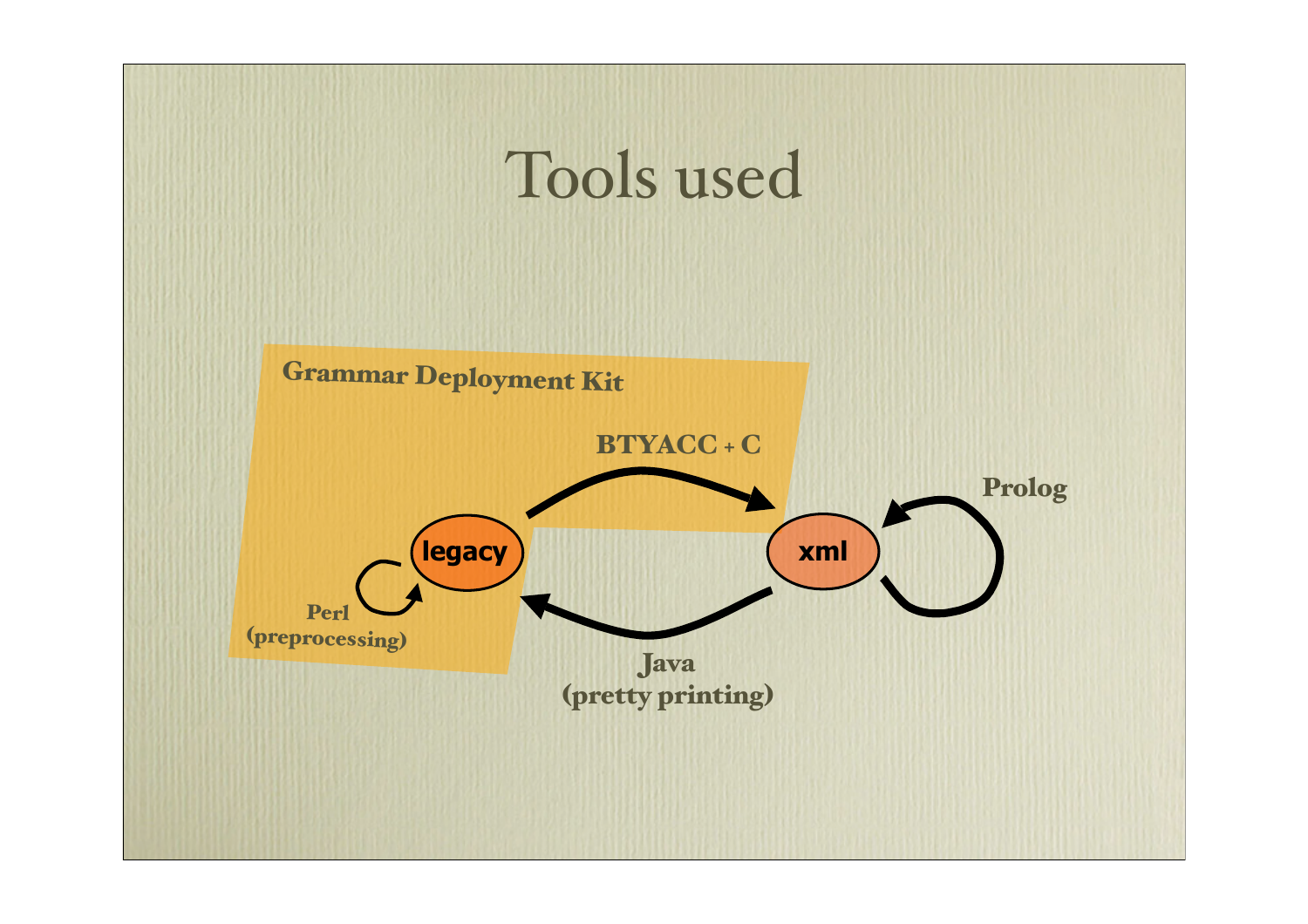# Tools used

Grammar Deployment Kit

BTYACC + C

Prolog

legacy

xml

Perl
(preprocessing)

Java
(pretty printing)